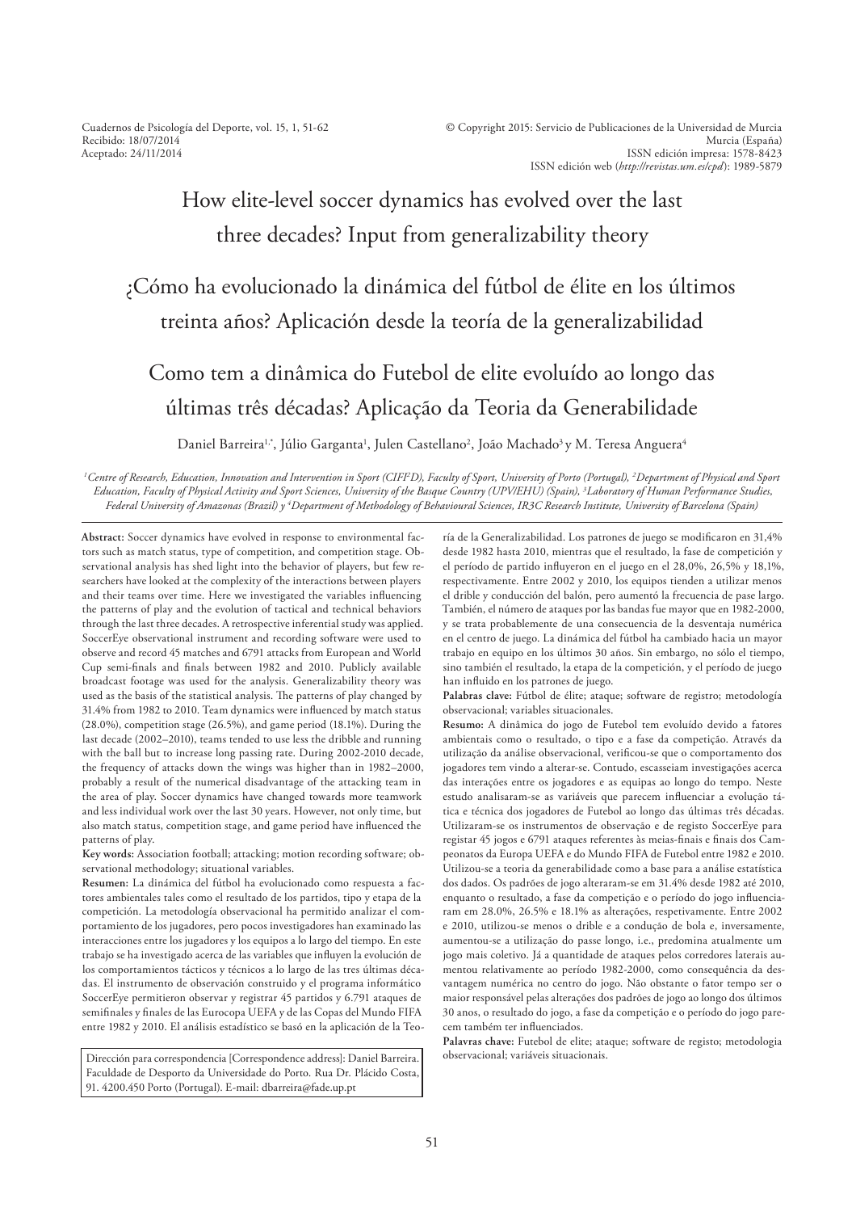Cuadernos de Psicología del Deporte, vol. 15, 1, 51-62
Recibido: 18/07/2014
Aceptado: 24/11/2014

© Copyright 2015: Servicio de Publicaciones de la Universidad de Murcia
Murcia (España)
ISSN edición impresa: 1578-8423
ISSN edición web (*http://revistas.um.es/cpd*): 1989-5879

# How elite-level soccer dynamics has evolved over the last three decades? Input from generalizability theory

# ¿Cómo ha evolucionado la dinámica del fútbol de élite en los últimos treinta años? Aplicación desde la teoría de la generalizabilidad

# Como tem a dinâmica do Futebol de elite evoluído ao longo das últimas três décadas? Aplicação da Teoria da Generabilidade

Daniel Barreira[1,*], Júlio Garganta[1], Julen Castellano[2], João Machado[3] y M. Teresa Anguera[4]

*[1]Centre of Research, Education, Innovation and Intervention in Sport (CIFI2D), Faculty of Sport, University of Porto (Portugal), [2]Department of Physical and Sport Education, Faculty of Physical Activity and Sport Sciences, University of the Basque Country (UPV/EHU) (Spain), [3]Laboratory of Human Performance Studies, Federal University of Amazonas (Brazil) y [4]Department of Methodology of Behavioural Sciences, IR3C Research Institute, University of Barcelona (Spain)*

**Abstract:** Soccer dynamics have evolved in response to environmental factors such as match status, type of competition, and competition stage. Observational analysis has shed light into the behavior of players, but few researchers have looked at the complexity of the interactions between players and their teams over time. Here we investigated the variables influencing the patterns of play and the evolution of tactical and technical behaviors through the last three decades. A retrospective inferential study was applied. SoccerEye observational instrument and recording software were used to observe and record 45 matches and 6791 attacks from European and World Cup semi-finals and finals between 1982 and 2010. Publicly available broadcast footage was used for the analysis. Generalizability theory was used as the basis of the statistical analysis. The patterns of play changed by 31.4% from 1982 to 2010. Team dynamics were influenced by match status (28.0%), competition stage (26.5%), and game period (18.1%). During the last decade (2002–2010), teams tended to use less the dribble and running with the ball but to increase long passing rate. During 2002-2010 decade, the frequency of attacks down the wings was higher than in 1982–2000, probably a result of the numerical disadvantage of the attacking team in the area of play. Soccer dynamics have changed towards more teamwork and less individual work over the last 30 years. However, not only time, but also match status, competition stage, and game period have influenced the patterns of play.

**Key words:** Association football; attacking; motion recording software; observational methodology; situational variables.

**Resumen:** La dinámica del fútbol ha evolucionado como respuesta a factores ambientales tales como el resultado de los partidos, tipo y etapa de la competición. La metodología observacional ha permitido analizar el comportamiento de los jugadores, pero pocos investigadores han examinado las interacciones entre los jugadores y los equipos a lo largo del tiempo. En este trabajo se ha investigado acerca de las variables que influyen la evolución de los comportamientos tácticos y técnicos a lo largo de las tres últimas décadas. El instrumento de observación construido y el programa informático SoccerEye permitieron observar y registrar 45 partidos y 6.791 ataques de semifinales y finales de las Eurocopa UEFA y de las Copas del Mundo FIFA entre 1982 y 2010. El análisis estadístico se basó en la aplicación de la Teoría de la Generalizabilidad. Los patrones de juego se modificaron en 31,4% desde 1982 hasta 2010, mientras que el resultado, la fase de competición y el período de partido influyeron en el juego en el 28,0%, 26,5% y 18,1%, respectivamente. Entre 2002 y 2010, los equipos tienden a utilizar menos el drible y conducción del balón, pero aumentó la frecuencia de pase largo. También, el número de ataques por las bandas fue mayor que en 1982-2000, y se trata probablemente de una consecuencia de la desventaja numérica en el centro de juego. La dinámica del fútbol ha cambiado hacia un mayor trabajo en equipo en los últimos 30 años. Sin embargo, no sólo el tiempo, sino también el resultado, la etapa de la competición, y el período de juego han influido en los patrones de juego.

**Palabras clave:** Fútbol de élite; ataque; software de registro; metodología observacional; variables situacionales.

**Resumo:** A dinâmica do jogo de Futebol tem evoluído devido a fatores ambientais como o resultado, o tipo e a fase da competição. Através da utilização da análise observacional, verificou-se que o comportamento dos jogadores tem vindo a alterar-se. Contudo, escasseiam investigações acerca das interações entre os jogadores e as equipas ao longo do tempo. Neste estudo analisaram-se as variáveis que parecem influenciar a evolução tática e técnica dos jogadores de Futebol ao longo das últimas três décadas. Utilizaram-se os instrumentos de observação e de registo SoccerEye para registar 45 jogos e 6791 ataques referentes às meias-finais e finais dos Campeonatos da Europa UEFA e do Mundo FIFA de Futebol entre 1982 e 2010. Utilizou-se a teoria da generabilidade como base para a análise estatística dos dados. Os padrões de jogo alteraram-se em 31.4% desde 1982 até 2010, enquanto o resultado, a fase da competição e o período do jogo influenciaram em 28.0%, 26.5% e 18.1% as alterações, respetivamente. Entre 2002 e 2010, utilizou-se menos o drible e a condução de bola e, inversamente, aumentou-se a utilização do passe longo, i.e., predomina atualmente um jogo mais coletivo. Já a quantidade de ataques pelos corredores laterais aumentou relativamente ao período 1982-2000, como consequência da desvantagem numérica no centro do jogo. Não obstante o fator tempo ser o maior responsável pelas alterações dos padrões de jogo ao longo dos últimos 30 anos, o resultado do jogo, a fase da competição e o período do jogo parecem também ter influenciados.

**Palavras chave:** Futebol de elite; ataque; software de registo; metodologia observacional; variáveis situacionais.

Dirección para correspondencia [Correspondence address]: Daniel Barreira. Faculdade de Desporto da Universidade do Porto. Rua Dr. Plácido Costa, 91. 4200.450 Porto (Portugal). E-mail: dbarreira@fade.up.pt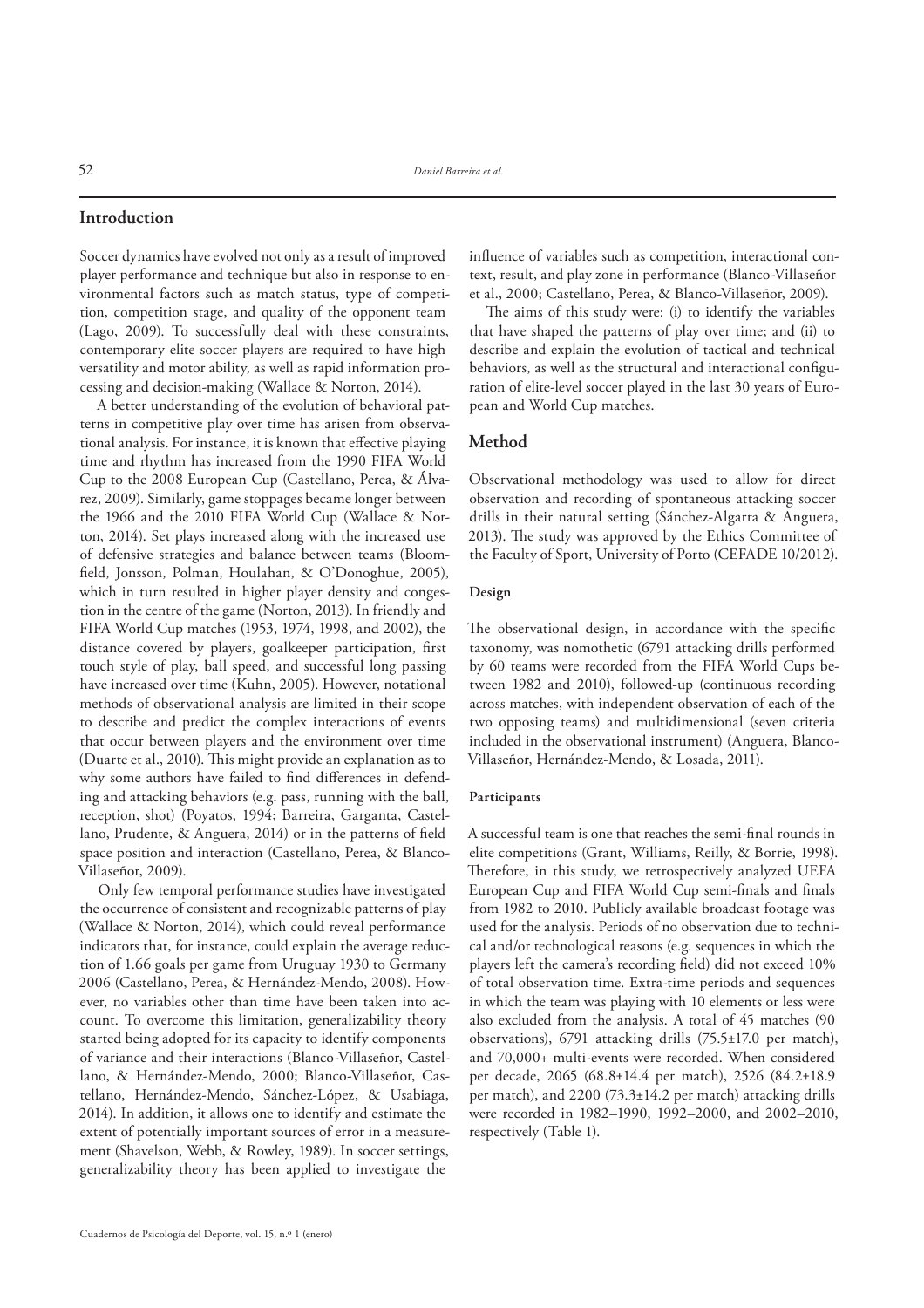## Introduction

Soccer dynamics have evolved not only as a result of improved player performance and technique but also in response to environmental factors such as match status, type of competition, competition stage, and quality of the opponent team (Lago, 2009). To successfully deal with these constraints, contemporary elite soccer players are required to have high versatility and motor ability, as well as rapid information processing and decision-making (Wallace & Norton, 2014).

A better understanding of the evolution of behavioral patterns in competitive play over time has arisen from observational analysis. For instance, it is known that effective playing time and rhythm has increased from the 1990 FIFA World Cup to the 2008 European Cup (Castellano, Perea, & Álvarez, 2009). Similarly, game stoppages became longer between the 1966 and the 2010 FIFA World Cup (Wallace & Norton, 2014). Set plays increased along with the increased use of defensive strategies and balance between teams (Bloomfield, Jonsson, Polman, Houlahan, & O'Donoghue, 2005), which in turn resulted in higher player density and congestion in the centre of the game (Norton, 2013). In friendly and FIFA World Cup matches (1953, 1974, 1998, and 2002), the distance covered by players, goalkeeper participation, first touch style of play, ball speed, and successful long passing have increased over time (Kuhn, 2005). However, notational methods of observational analysis are limited in their scope to describe and predict the complex interactions of events that occur between players and the environment over time (Duarte et al., 2010). This might provide an explanation as to why some authors have failed to find differences in defending and attacking behaviors (e.g. pass, running with the ball, reception, shot) (Poyatos, 1994; Barreira, Garganta, Castellano, Prudente, & Anguera, 2014) or in the patterns of field space position and interaction (Castellano, Perea, & Blanco-Villaseñor, 2009).

Only few temporal performance studies have investigated the occurrence of consistent and recognizable patterns of play (Wallace & Norton, 2014), which could reveal performance indicators that, for instance, could explain the average reduction of 1.66 goals per game from Uruguay 1930 to Germany 2006 (Castellano, Perea, & Hernández-Mendo, 2008). However, no variables other than time have been taken into account. To overcome this limitation, generalizability theory started being adopted for its capacity to identify components of variance and their interactions (Blanco-Villaseñor, Castellano, & Hernández-Mendo, 2000; Blanco-Villaseñor, Castellano, Hernández-Mendo, Sánchez-López, & Usabiaga, 2014). In addition, it allows one to identify and estimate the extent of potentially important sources of error in a measurement (Shavelson, Webb, & Rowley, 1989). In soccer settings, generalizability theory has been applied to investigate the influence of variables such as competition, interactional context, result, and play zone in performance (Blanco-Villaseñor et al., 2000; Castellano, Perea, & Blanco-Villaseñor, 2009).

The aims of this study were: (i) to identify the variables that have shaped the patterns of play over time; and (ii) to describe and explain the evolution of tactical and technical behaviors, as well as the structural and interactional configuration of elite-level soccer played in the last 30 years of European and World Cup matches.

## Method

Observational methodology was used to allow for direct observation and recording of spontaneous attacking soccer drills in their natural setting (Sánchez-Algarra & Anguera, 2013). The study was approved by the Ethics Committee of the Faculty of Sport, University of Porto (CEFADE 10/2012).

### Design

The observational design, in accordance with the specific taxonomy, was nomothetic (6791 attacking drills performed by 60 teams were recorded from the FIFA World Cups between 1982 and 2010), followed-up (continuous recording across matches, with independent observation of each of the two opposing teams) and multidimensional (seven criteria included in the observational instrument) (Anguera, Blanco-Villaseñor, Hernández-Mendo, & Losada, 2011).

### Participants

A successful team is one that reaches the semi-final rounds in elite competitions (Grant, Williams, Reilly, & Borrie, 1998). Therefore, in this study, we retrospectively analyzed UEFA European Cup and FIFA World Cup semi-finals and finals from 1982 to 2010. Publicly available broadcast footage was used for the analysis. Periods of no observation due to technical and/or technological reasons (e.g. sequences in which the players left the camera's recording field) did not exceed 10% of total observation time. Extra-time periods and sequences in which the team was playing with 10 elements or less were also excluded from the analysis. A total of 45 matches (90 observations), 6791 attacking drills (75.5±17.0 per match), and 70,000+ multi-events were recorded. When considered per decade, 2065 (68.8±14.4 per match), 2526 (84.2±18.9 per match), and 2200 (73.3±14.2 per match) attacking drills were recorded in 1982–1990, 1992–2000, and 2002–2010, respectively (Table 1).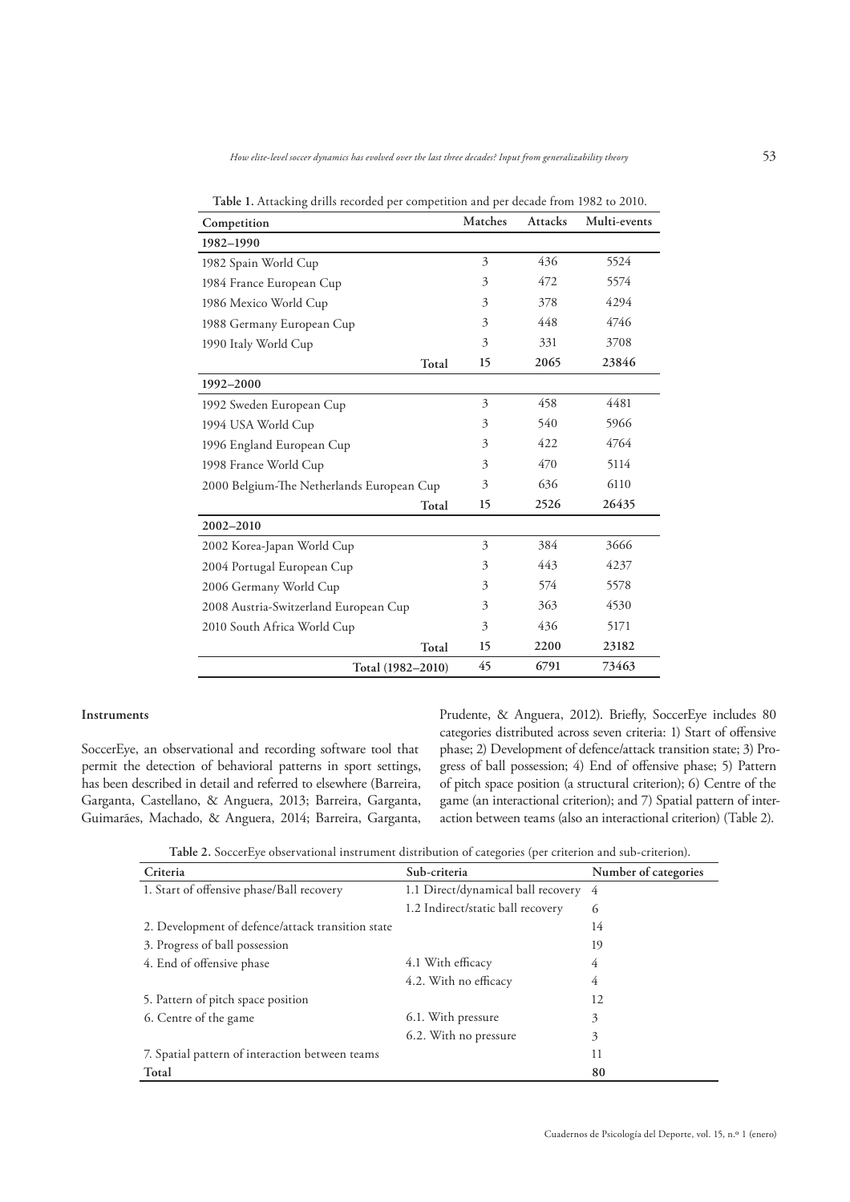**Table 1.** Attacking drills recorded per competition and per decade from 1982 to 2010.

| Competition | Matches | Attacks | Multi-events |
|---|---|---|---|
| **1982–1990** | | | |
| 1982 Spain World Cup | 3 | 436 | 5524 |
| 1984 France European Cup | 3 | 472 | 5574 |
| 1986 Mexico World Cup | 3 | 378 | 4294 |
| 1988 Germany European Cup | 3 | 448 | 4746 |
| 1990 Italy World Cup | 3 | 331 | 3708 |
| **Total** | **15** | **2065** | **23846** |
| **1992–2000** | | | |
| 1992 Sweden European Cup | 3 | 458 | 4481 |
| 1994 USA World Cup | 3 | 540 | 5966 |
| 1996 England European Cup | 3 | 422 | 4764 |
| 1998 France World Cup | 3 | 470 | 5114 |
| 2000 Belgium-The Netherlands European Cup | 3 | 636 | 6110 |
| **Total** | **15** | **2526** | **26435** |
| **2002–2010** | | | |
| 2002 Korea-Japan World Cup | 3 | 384 | 3666 |
| 2004 Portugal European Cup | 3 | 443 | 4237 |
| 2006 Germany World Cup | 3 | 574 | 5578 |
| 2008 Austria-Switzerland European Cup | 3 | 363 | 4530 |
| 2010 South Africa World Cup | 3 | 436 | 5171 |
| **Total** | **15** | **2200** | **23182** |
| **Total (1982–2010)** | **45** | **6791** | **73463** |

### Instruments

SoccerEye, an observational and recording software tool that permit the detection of behavioral patterns in sport settings, has been described in detail and referred to elsewhere (Barreira, Garganta, Castellano, & Anguera, 2013; Barreira, Garganta, Guimarães, Machado, & Anguera, 2014; Barreira, Garganta, Prudente, & Anguera, 2012). Briefly, SoccerEye includes 80 categories distributed across seven criteria: 1) Start of offensive phase; 2) Development of defence/attack transition state; 3) Progress of ball possession; 4) End of offensive phase; 5) Pattern of pitch space position (a structural criterion); 6) Centre of the game (an interactional criterion); and 7) Spatial pattern of interaction between teams (also an interactional criterion) (Table 2).

**Table 2.** SoccerEye observational instrument distribution of categories (per criterion and sub-criterion).

| Criteria | Sub-criteria | Number of categories |
|---|---|---|
| 1. Start of offensive phase/Ball recovery | 1.1 Direct/dynamical ball recovery | 4 |
| | 1.2 Indirect/static ball recovery | 6 |
| 2. Development of defence/attack transition state | | 14 |
| 3. Progress of ball possession | | 19 |
| 4. End of offensive phase | 4.1 With efficacy | 4 |
| | 4.2. With no efficacy | 4 |
| 5. Pattern of pitch space position | | 12 |
| 6. Centre of the game | 6.1. With pressure | 3 |
| | 6.2. With no pressure | 3 |
| 7. Spatial pattern of interaction between teams | | 11 |
| **Total** | | **80** |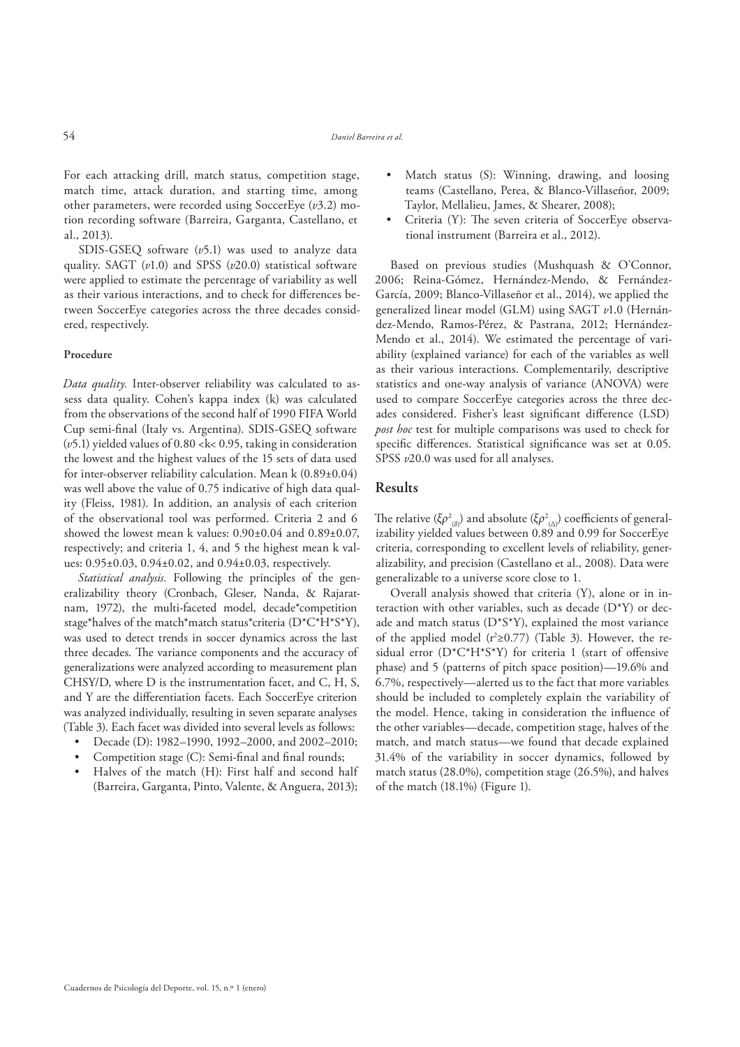For each attacking drill, match status, competition stage, match time, attack duration, and starting time, among other parameters, were recorded using SoccerEye (*v*3.2) motion recording software (Barreira, Garganta, Castellano, et al., 2013).

SDIS-GSEQ software (*v*5.1) was used to analyze data quality. SAGT (*v*1.0) and SPSS (*v*20.0) statistical software were applied to estimate the percentage of variability as well as their various interactions, and to check for differences between SoccerEye categories across the three decades considered, respectively.

#### Procedure

*Data quality.* Inter-observer reliability was calculated to assess data quality. Cohen's kappa index (k) was calculated from the observations of the second half of 1990 FIFA World Cup semi-final (Italy vs. Argentina). SDIS-GSEQ software (*v*5.1) yielded values of $0.80 < k < 0.95$, taking in consideration the lowest and the highest values of the 15 sets of data used for inter-observer reliability calculation. Mean k (0.89±0.04) was well above the value of 0.75 indicative of high data quality (Fleiss, 1981). In addition, an analysis of each criterion of the observational tool was performed. Criteria 2 and 6 showed the lowest mean k values: 0.90±0.04 and 0.89±0.07, respectively; and criteria 1, 4, and 5 the highest mean k values: 0.95±0.03, 0.94±0.02, and 0.94±0.03, respectively.

*Statistical analysis.* Following the principles of the generalizability theory (Cronbach, Gleser, Nanda, & Rajaratnam, 1972), the multi-faceted model, decade*competition stage*halves of the match*match status*criteria (D*C*H*S*Y), was used to detect trends in soccer dynamics across the last three decades. The variance components and the accuracy of generalizations were analyzed according to measurement plan CHSY/D, where D is the instrumentation facet, and C, H, S, and Y are the differentiation facets. Each SoccerEye criterion was analyzed individually, resulting in seven separate analyses (Table 3). Each facet was divided into several levels as follows:

- Decade (D): 1982–1990, 1992–2000, and 2002–2010;
- Competition stage (C): Semi-final and final rounds;
- Halves of the match (H): First half and second half (Barreira, Garganta, Pinto, Valente, & Anguera, 2013);
- Match status (S): Winning, drawing, and loosing teams (Castellano, Perea, & Blanco-Villaseñor, 2009; Taylor, Mellalieu, James, & Shearer, 2008);
- Criteria (Y): The seven criteria of SoccerEye observational instrument (Barreira et al., 2012).

Based on previous studies (Mushquash & O'Connor, 2006; Reina-Gómez, Hernández-Mendo, & Fernández-García, 2009; Blanco-Villaseñor et al., 2014), we applied the generalized linear model (GLM) using SAGT *v*1.0 (Hernández-Mendo, Ramos-Pérez, & Pastrana, 2012; Hernández-Mendo et al., 2014). We estimated the percentage of variability (explained variance) for each of the variables as well as their various interactions. Complementarily, descriptive statistics and one-way analysis of variance (ANOVA) were used to compare SoccerEye categories across the three decades considered. Fisher's least significant difference (LSD) *post hoc* test for multiple comparisons was used to check for specific differences. Statistical significance was set at 0.05. SPSS *v*20.0 was used for all analyses.

## Results

The relative ($\xi\rho^2_{(\delta)}$) and absolute ($\xi\rho^2_{(\Delta)}$) coefficients of generalizability yielded values between 0.89 and 0.99 for SoccerEye criteria, corresponding to excellent levels of reliability, generalizability, and precision (Castellano et al., 2008). Data were generalizable to a universe score close to 1.

Overall analysis showed that criteria (Y), alone or in interaction with other variables, such as decade (D*Y) or decade and match status (D*S*Y), explained the most variance of the applied model ($r^2 \geq 0.77$) (Table 3). However, the residual error (D*C*H*S*Y) for criteria 1 (start of offensive phase) and 5 (patterns of pitch space position)—19.6% and 6.7%, respectively—alerted us to the fact that more variables should be included to completely explain the variability of the model. Hence, taking in consideration the influence of the other variables—decade, competition stage, halves of the match, and match status—we found that decade explained 31.4% of the variability in soccer dynamics, followed by match status (28.0%), competition stage (26.5%), and halves of the match (18.1%) (Figure 1).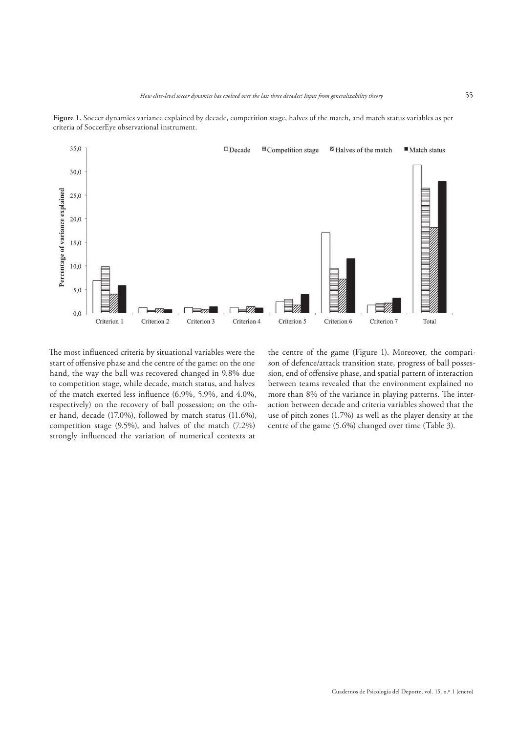**Figure 1.** Soccer dynamics variance explained by decade, competition stage, halves of the match, and match status variables as per criteria of SoccerEye observational instrument.

The most influenced criteria by situational variables were the start of offensive phase and the centre of the game: on the one hand, the way the ball was recovered changed in 9.8% due to competition stage, while decade, match status, and halves of the match exerted less influence (6.9%, 5.9%, and 4.0%, respectively) on the recovery of ball possession; on the other hand, decade (17.0%), followed by match status (11.6%), competition stage (9.5%), and halves of the match (7.2%) strongly influenced the variation of numerical contexts at the centre of the game (Figure 1). Moreover, the comparison of defence/attack transition state, progress of ball possession, end of offensive phase, and spatial pattern of interaction between teams revealed that the environment explained no more than 8% of the variance in playing patterns. The interaction between decade and criteria variables showed that the use of pitch zones (1.7%) as well as the player density at the centre of the game (5.6%) changed over time (Table 3).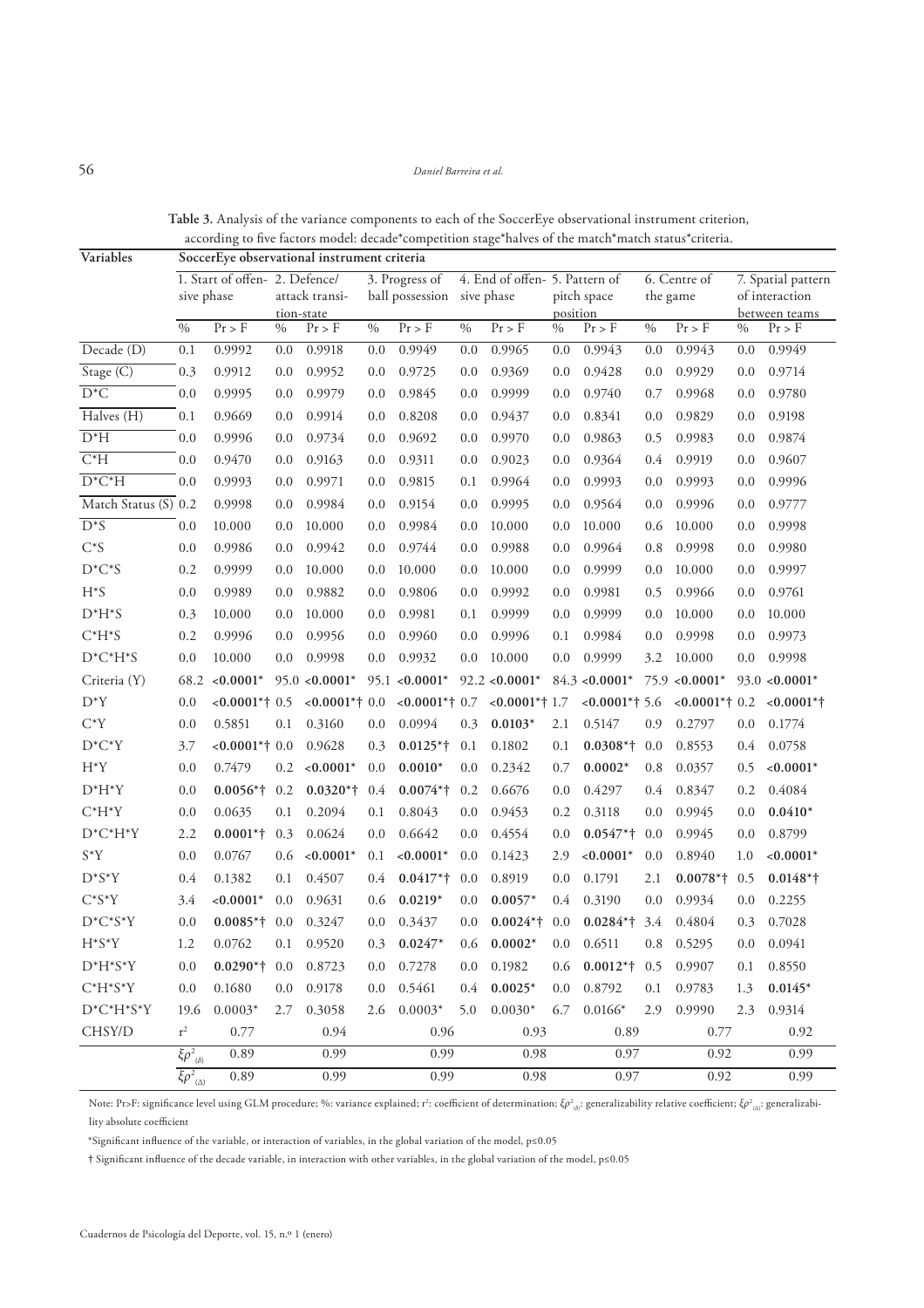**Table 3.** Analysis of the variance components to each of the SoccerEye observational instrument criterion, according to five factors model: decade*competition stage*halves of the match*match status*criteria.

| Variables | SoccerEye observational instrument criteria | | | | | | | | | | | | | |
|---|---|---|---|---|---|---|---|---|---|---|---|---|---|---|
| | 1. Start of offensive phase | | 2. Defence/attack transition-state | | 3. Progress of ball possession | | 4. End of offensive phase | | 5. Pattern of pitch space position | | 6. Centre of the game | | 7. Spatial pattern of interaction between teams | |
| | % | Pr > F | % | Pr > F | % | Pr > F | % | Pr > F | % | Pr > F | % | Pr > F | % | Pr > F |
| Decade (D) | 0.1 | 0.9992 | 0.0 | 0.9918 | 0.0 | 0.9949 | 0.0 | 0.9965 | 0.0 | 0.9943 | 0.0 | 0.9943 | 0.0 | 0.9949 |
| Stage (C) | 0.3 | 0.9912 | 0.0 | 0.9952 | 0.0 | 0.9725 | 0.0 | 0.9369 | 0.0 | 0.9428 | 0.0 | 0.9929 | 0.0 | 0.9714 |
| D*C | 0.0 | 0.9995 | 0.0 | 0.9979 | 0.0 | 0.9845 | 0.0 | 0.9999 | 0.0 | 0.9740 | 0.7 | 0.9968 | 0.0 | 0.9780 |
| Halves (H) | 0.1 | 0.9669 | 0.0 | 0.9914 | 0.0 | 0.8208 | 0.0 | 0.9437 | 0.0 | 0.8341 | 0.0 | 0.9829 | 0.0 | 0.9198 |
| D*H | 0.0 | 0.9996 | 0.0 | 0.9734 | 0.0 | 0.9692 | 0.0 | 0.9970 | 0.0 | 0.9863 | 0.5 | 0.9983 | 0.0 | 0.9874 |
| C*H | 0.0 | 0.9470 | 0.0 | 0.9163 | 0.0 | 0.9311 | 0.0 | 0.9023 | 0.0 | 0.9364 | 0.4 | 0.9919 | 0.0 | 0.9607 |
| D*C*H | 0.0 | 0.9993 | 0.0 | 0.9971 | 0.0 | 0.9815 | 0.1 | 0.9964 | 0.0 | 0.9993 | 0.0 | 0.9993 | 0.0 | 0.9996 |
| Match Status (S) | 0.2 | 0.9998 | 0.0 | 0.9984 | 0.0 | 0.9154 | 0.0 | 0.9995 | 0.0 | 0.9564 | 0.0 | 0.9996 | 0.0 | 0.9777 |
| D*S | 0.0 | 10.000 | 0.0 | 10.000 | 0.0 | 0.9984 | 0.0 | 10.000 | 0.0 | 10.000 | 0.6 | 10.000 | 0.0 | 0.9998 |
| C*S | 0.0 | 0.9986 | 0.0 | 0.9942 | 0.0 | 0.9744 | 0.0 | 0.9988 | 0.0 | 0.9964 | 0.8 | 0.9998 | 0.0 | 0.9980 |
| D*C*S | 0.2 | 0.9999 | 0.0 | 10.000 | 0.0 | 10.000 | 0.0 | 10.000 | 0.0 | 0.9999 | 0.0 | 10.000 | 0.0 | 0.9997 |
| H*S | 0.0 | 0.9989 | 0.0 | 0.9882 | 0.0 | 0.9806 | 0.0 | 0.9992 | 0.0 | 0.9981 | 0.5 | 0.9966 | 0.0 | 0.9761 |
| D*H*S | 0.3 | 10.000 | 0.0 | 10.000 | 0.0 | 0.9981 | 0.1 | 0.9999 | 0.0 | 0.9999 | 0.0 | 10.000 | 0.0 | 10.000 |
| C*H*S | 0.2 | 0.9996 | 0.0 | 0.9956 | 0.0 | 0.9960 | 0.0 | 0.9996 | 0.1 | 0.9984 | 0.0 | 0.9998 | 0.0 | 0.9973 |
| D*C*H*S | 0.0 | 10.000 | 0.0 | 0.9998 | 0.0 | 0.9932 | 0.0 | 10.000 | 0.0 | 0.9999 | 3.2 | 10.000 | 0.0 | 0.9998 |
| Criteria (Y) | 68.2 | **<0.0001*** | 95.0 | **<0.0001*** | 95.1 | **<0.0001*** | 92.2 | **<0.0001*** | 84.3 | **<0.0001*** | 75.9 | **<0.0001*** | 93.0 | **<0.0001*** |
| D*Y | 0.0 | **<0.0001*†** | 0.5 | **<0.0001*†** | 0.0 | **<0.0001*†** | 0.7 | **<0.0001*†** | 1.7 | **<0.0001*†** | 5.6 | **<0.0001*†** | 0.2 | **<0.0001*†** |
| C*Y | 0.0 | 0.5851 | 0.1 | 0.3160 | 0.0 | 0.0994 | 0.3 | **0.0103*** | 2.1 | 0.5147 | 0.9 | 0.2797 | 0.0 | 0.1774 |
| D*C*Y | 3.7 | **<0.0001*†** | 0.0 | 0.9628 | 0.3 | **0.0125*†** | 0.1 | 0.1802 | 0.1 | **0.0308*†** | 0.0 | 0.8553 | 0.4 | 0.0758 |
| H*Y | 0.0 | 0.7479 | 0.2 | **<0.0001*** | 0.0 | **0.0010*** | 0.0 | 0.2342 | 0.7 | **0.0002*** | 0.8 | 0.0357 | 0.5 | **<0.0001*** |
| D*H*Y | 0.0 | **0.0056*†** | 0.2 | **0.0320*†** | 0.4 | **0.0074*†** | 0.2 | 0.6676 | 0.0 | 0.4297 | 0.4 | 0.8347 | 0.2 | 0.4084 |
| C*H*Y | 0.0 | 0.0635 | 0.1 | 0.2094 | 0.1 | 0.8043 | 0.0 | 0.9453 | 0.2 | 0.3118 | 0.0 | 0.9945 | 0.0 | **0.0410*** |
| D*C*H*Y | 2.2 | **0.0001*†** | 0.3 | 0.0624 | 0.0 | 0.6642 | 0.0 | 0.4554 | 0.0 | **0.0547*†** | 0.0 | 0.9945 | 0.0 | 0.8799 |
| S*Y | 0.0 | 0.0767 | 0.6 | **<0.0001*** | 0.1 | **<0.0001*** | 0.0 | 0.1423 | 2.9 | **<0.0001*** | 0.0 | 0.8940 | 1.0 | **<0.0001*** |
| D*S*Y | 0.4 | 0.1382 | 0.1 | 0.4507 | 0.4 | **0.0417*†** | 0.0 | 0.8919 | 0.0 | 0.1791 | 2.1 | **0.0078*†** | 0.5 | **0.0148*†** |
| C*S*Y | 3.4 | **<0.0001*** | 0.0 | 0.9631 | 0.6 | **0.0219*** | 0.0 | **0.0057*** | 0.4 | 0.3190 | 0.0 | 0.9934 | 0.0 | 0.2255 |
| D*C*S*Y | 0.0 | **0.0085*†** | 0.0 | 0.3247 | 0.0 | 0.3437 | 0.0 | **0.0024*†** | 0.0 | **0.0284*†** | 3.4 | 0.4804 | 0.3 | 0.7028 |
| H*S*Y | 1.2 | 0.0762 | 0.1 | 0.9520 | 0.3 | **0.0247*** | 0.6 | **0.0002*** | 0.0 | 0.6511 | 0.8 | 0.5295 | 0.0 | 0.0941 |
| D*H*S*Y | 0.0 | **0.0290*†** | 0.0 | 0.8723 | 0.0 | 0.7278 | 0.0 | 0.1982 | 0.6 | **0.0012*†** | 0.5 | 0.9907 | 0.1 | 0.8550 |
| C*H*S*Y | 0.0 | 0.1680 | 0.0 | 0.9178 | 0.0 | 0.5461 | 0.4 | **0.0025*** | 0.0 | 0.8792 | 0.1 | 0.9783 | 1.3 | **0.0145*** |
| D*C*H*S*Y | 19.6 | 0.0003* | 2.7 | 0.3058 | 2.6 | 0.0003* | 5.0 | 0.0030* | 6.7 | 0.0166* | 2.9 | 0.9990 | 2.3 | 0.9314 |
| CHSY/D | $r^2$ | 0.77 | | 0.94 | | 0.96 | | 0.93 | | 0.89 | | 0.77 | | 0.92 |
| | $\xi\rho^2_{(\delta)}$ | 0.89 | | 0.99 | | 0.99 | | 0.98 | | 0.97 | | 0.92 | | 0.99 |
| | $\xi\rho^2_{(\Delta)}$ | 0.89 | | 0.99 | | 0.99 | | 0.98 | | 0.97 | | 0.92 | | 0.99 |

Note: Pr>F: significance level using GLM procedure; %: variance explained; $r^2$: coefficient of determination; $\xi\rho^2_{(\delta)}$: generalizability relative coefficient; $\xi\rho^2_{(\Delta)}$: generalizability absolute coefficient

*Significant influence of the variable, or interaction of variables, in the global variation of the model, p≤0.05

† Significant influence of the decade variable, in interaction with other variables, in the global variation of the model, p≤0.05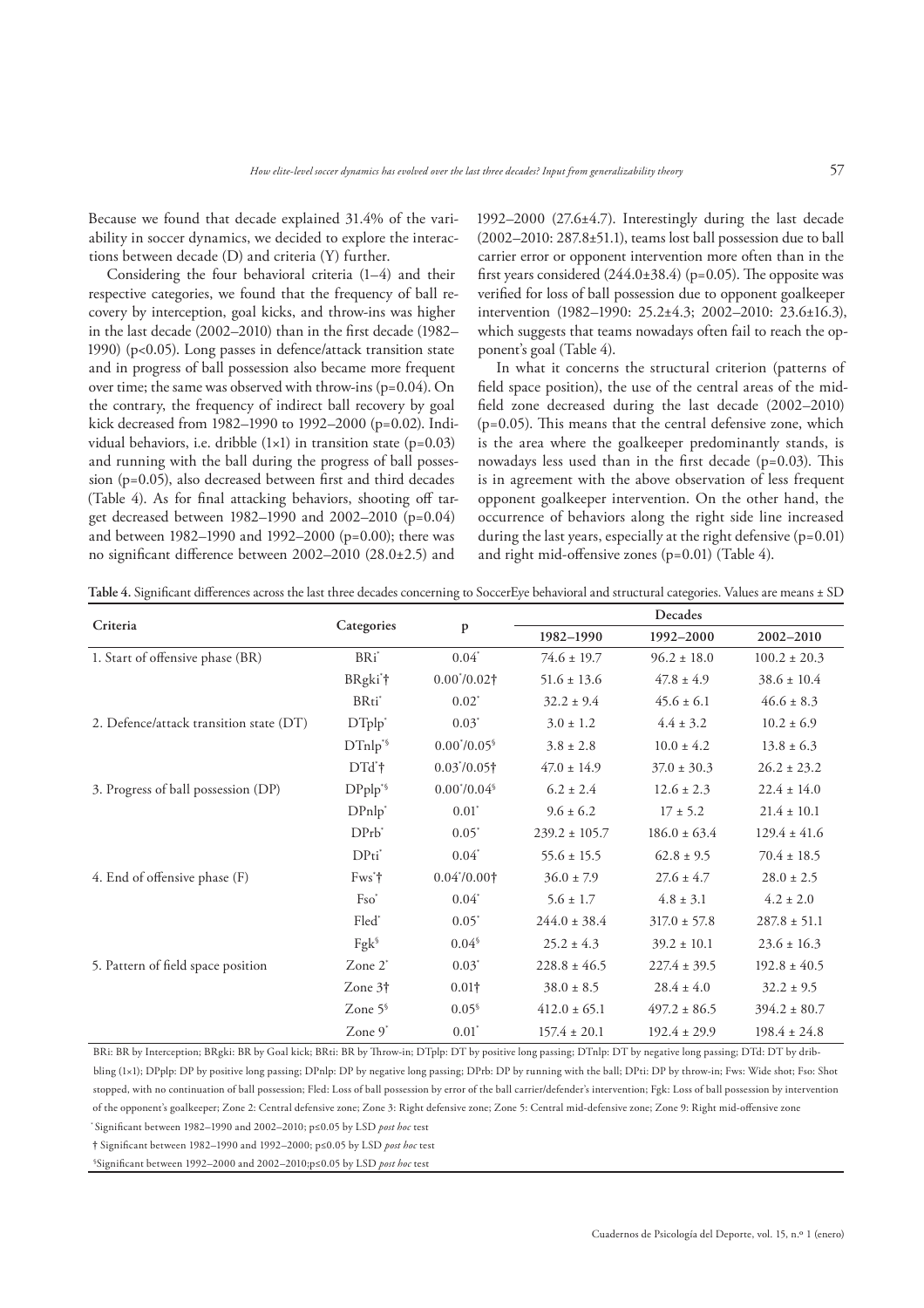Because we found that decade explained 31.4% of the variability in soccer dynamics, we decided to explore the interactions between decade (D) and criteria (Y) further.

Considering the four behavioral criteria (1–4) and their respective categories, we found that the frequency of ball recovery by interception, goal kicks, and throw-ins was higher in the last decade (2002–2010) than in the first decade (1982–1990) ($p<0.05$). Long passes in defence/attack transition state and in progress of ball possession also became more frequent over time; the same was observed with throw-ins ($p=0.04$). On the contrary, the frequency of indirect ball recovery by goal kick decreased from 1982–1990 to 1992–2000 ($p=0.02$). Individual behaviors, i.e. dribble (1×1) in transition state ($p=0.03$) and running with the ball during the progress of ball possession ($p=0.05$), also decreased between first and third decades (Table 4). As for final attacking behaviors, shooting off target decreased between 1982–1990 and 2002–2010 ($p=0.04$) and between 1982–1990 and 1992–2000 ($p=0.00$); there was no significant difference between 2002–2010 (28.0±2.5) and 1992–2000 (27.6±4.7). Interestingly during the last decade (2002–2010: 287.8±51.1), teams lost ball possession due to ball carrier error or opponent intervention more often than in the first years considered (244.0±38.4) ($p=0.05$). The opposite was verified for loss of ball possession due to opponent goalkeeper intervention (1982–1990: 25.2±4.3; 2002–2010: 23.6±16.3), which suggests that teams nowadays often fail to reach the opponent's goal (Table 4).

In what it concerns the structural criterion (patterns of field space position), the use of the central areas of the midfield zone decreased during the last decade (2002–2010) ($p=0.05$). This means that the central defensive zone, which is the area where the goalkeeper predominantly stands, is nowadays less used than in the first decade ($p=0.03$). This is in agreement with the above observation of less frequent opponent goalkeeper intervention. On the other hand, the occurrence of behaviors along the right side line increased during the last years, especially at the right defensive ($p=0.01$) and right mid-offensive zones ($p=0.01$) (Table 4).

**Table 4.** Significant differences across the last three decades concerning to SoccerEye behavioral and structural categories. Values are means ± SD

| Criteria | Categories | p | Decades | | |
|---|---|---|---|---|---|
| | | | 1982–1990 | 1992–2000 | 2002–2010 |
| 1. Start of offensive phase (BR) | BRi* | 0.04* | 74.6 ± 19.7 | 96.2 ± 18.0 | 100.2 ± 20.3 |
| | BRgki*† | 0.00*/0.02† | 51.6 ± 13.6 | 47.8 ± 4.9 | 38.6 ± 10.4 |
| | BRti* | 0.02* | 32.2 ± 9.4 | 45.6 ± 6.1 | 46.6 ± 8.3 |
| 2. Defence/attack transition state (DT) | DTplp* | 0.03* | 3.0 ± 1.2 | 4.4 ± 3.2 | 10.2 ± 6.9 |
| | DTnlp*§ | 0.00*/0.05§ | 3.8 ± 2.8 | 10.0 ± 4.2 | 13.8 ± 6.3 |
| | DTd*† | 0.03*/0.05† | 47.0 ± 14.9 | 37.0 ± 30.3 | 26.2 ± 23.2 |
| 3. Progress of ball possession (DP) | DPplp*§ | 0.00*/0.04§ | 6.2 ± 2.4 | 12.6 ± 2.3 | 22.4 ± 14.0 |
| | DPnlp* | 0.01* | 9.6 ± 6.2 | 17 ± 5.2 | 21.4 ± 10.1 |
| | DPrb* | 0.05* | 239.2 ± 105.7 | 186.0 ± 63.4 | 129.4 ± 41.6 |
| | DPti* | 0.04* | 55.6 ± 15.5 | 62.8 ± 9.5 | 70.4 ± 18.5 |
| 4. End of offensive phase (F) | Fws*† | 0.04*/0.00† | 36.0 ± 7.9 | 27.6 ± 4.7 | 28.0 ± 2.5 |
| | Fso* | 0.04* | 5.6 ± 1.7 | 4.8 ± 3.1 | 4.2 ± 2.0 |
| | Fled* | 0.05* | 244.0 ± 38.4 | 317.0 ± 57.8 | 287.8 ± 51.1 |
| | Fgk§ | 0.04§ | 25.2 ± 4.3 | 39.2 ± 10.1 | 23.6 ± 16.3 |
| 5. Pattern of field space position | Zone 2* | 0.03* | 228.8 ± 46.5 | 227.4 ± 39.5 | 192.8 ± 40.5 |
| | Zone 3† | 0.01† | 38.0 ± 8.5 | 28.4 ± 4.0 | 32.2 ± 9.5 |
| | Zone 5§ | 0.05§ | 412.0 ± 65.1 | 497.2 ± 86.5 | 394.2 ± 80.7 |
| | Zone 9* | 0.01* | 157.4 ± 20.1 | 192.4 ± 29.9 | 198.4 ± 24.8 |

BRi: BR by Interception; BRgki: BR by Goal kick; BRti: BR by Throw-in; DTplp: DT by positive long passing; DTnlp: DT by negative long passing; DTd: DT by dribbling (1×1); DPplp: DP by positive long passing; DPnlp: DP by negative long passing; DPrb: DP by running with the ball; DPti: DP by throw-in; Fws: Wide shot; Fso: Shot stopped, with no continuation of ball possession; Fled: Loss of ball possession by error of the ball carrier/defender's intervention; Fgk: Loss of ball possession by intervention of the opponent's goalkeeper; Zone 2: Central defensive zone; Zone 3: Right defensive zone; Zone 5: Central mid-defensive zone; Zone 9: Right mid-offensive zone

\* Significant between 1982–1990 and 2002–2010; p≤0.05 by LSD *post hoc* test

† Significant between 1982–1990 and 1992–2000; p≤0.05 by LSD *post hoc* test

§ Significant between 1992–2000 and 2002–2010; p≤0.05 by LSD *post hoc* test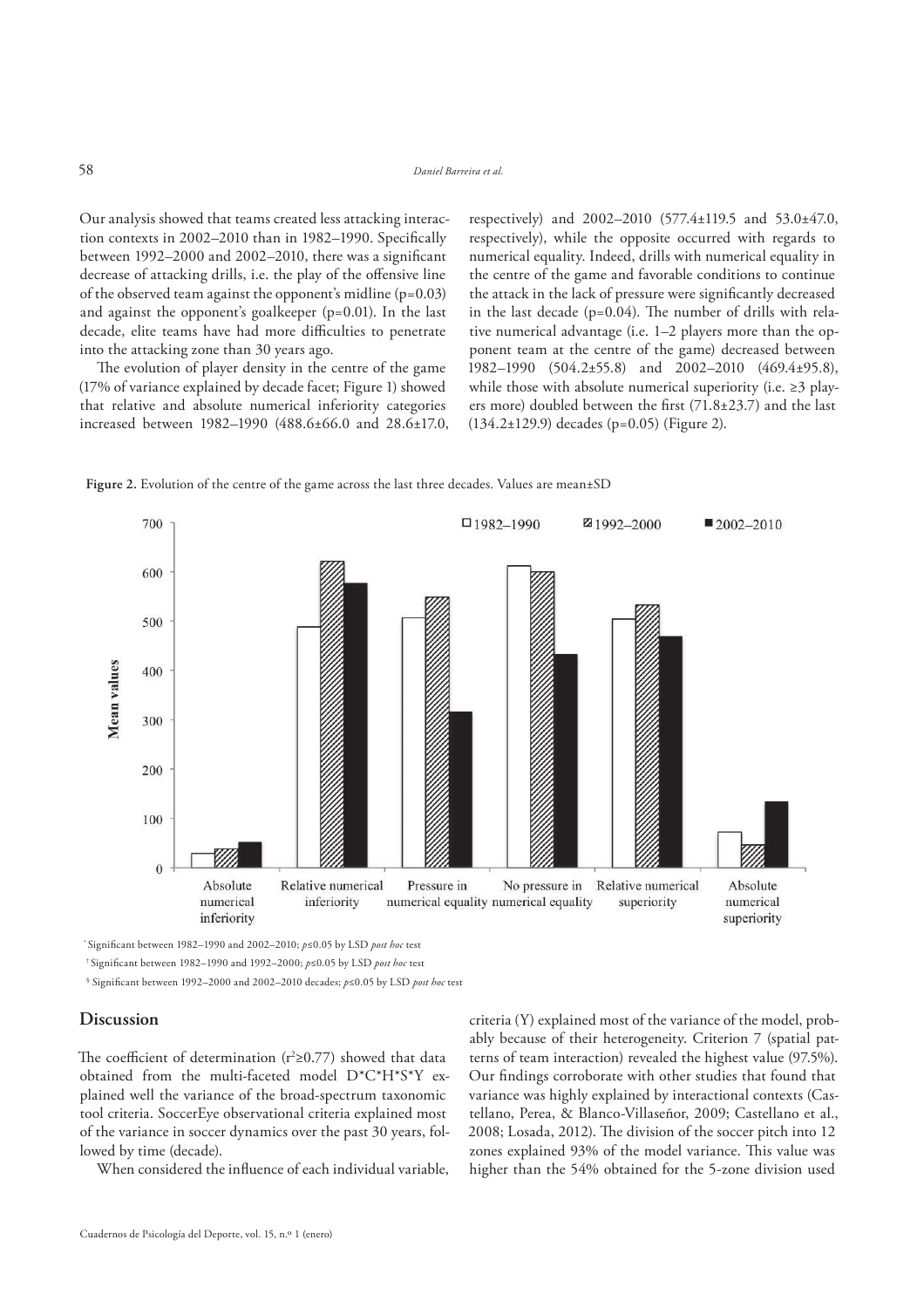Our analysis showed that teams created less attacking interaction contexts in 2002–2010 than in 1982–1990. Specifically between 1992–2000 and 2002–2010, there was a significant decrease of attacking drills, i.e. the play of the offensive line of the observed team against the opponent's midline (p=0.03) and against the opponent's goalkeeper (p=0.01). In the last decade, elite teams have had more difficulties to penetrate into the attacking zone than 30 years ago.

The evolution of player density in the centre of the game (17% of variance explained by decade facet; Figure 1) showed that relative and absolute numerical inferiority categories increased between 1982–1990 (488.6±66.0 and 28.6±17.0, respectively) and 2002–2010 (577.4±119.5 and 53.0±47.0, respectively), while the opposite occurred with regards to numerical equality. Indeed, drills with numerical equality in the centre of the game and favorable conditions to continue the attack in the lack of pressure were significantly decreased in the last decade (p=0.04). The number of drills with relative numerical advantage (i.e. 1–2 players more than the opponent team at the centre of the game) decreased between 1982–1990 (504.2±55.8) and 2002–2010 (469.4±95.8), while those with absolute numerical superiority (i.e. ≥3 players more) doubled between the first (71.8±23.7) and the last (134.2±129.9) decades (p=0.05) (Figure 2).

**Figure 2.** Evolution of the centre of the game across the last three decades. Values are mean±SD

[*] Significant between 1982–1990 and 2002–2010; *p*≤0.05 by LSD *post hoc* test

[†] Significant between 1982–1990 and 1992–2000; *p*≤0.05 by LSD *post hoc* test

[§] Significant between 1992–2000 and 2002–2010 decades; *p*≤0.05 by LSD *post hoc* test

## Discussion

The coefficient of determination ($r^2 \geq 0.77$) showed that data obtained from the multi-faceted model D\*C\*H\*S\*Y explained well the variance of the broad-spectrum taxonomic tool criteria. SoccerEye observational criteria explained most of the variance in soccer dynamics over the past 30 years, followed by time (decade).

When considered the influence of each individual variable, criteria (Y) explained most of the variance of the model, probably because of their heterogeneity. Criterion 7 (spatial patterns of team interaction) revealed the highest value (97.5%). Our findings corroborate with other studies that found that variance was highly explained by interactional contexts (Castellano, Perea, & Blanco-Villaseñor, 2009; Castellano et al., 2008; Losada, 2012). The division of the soccer pitch into 12 zones explained 93% of the model variance. This value was higher than the 54% obtained for the 5-zone division used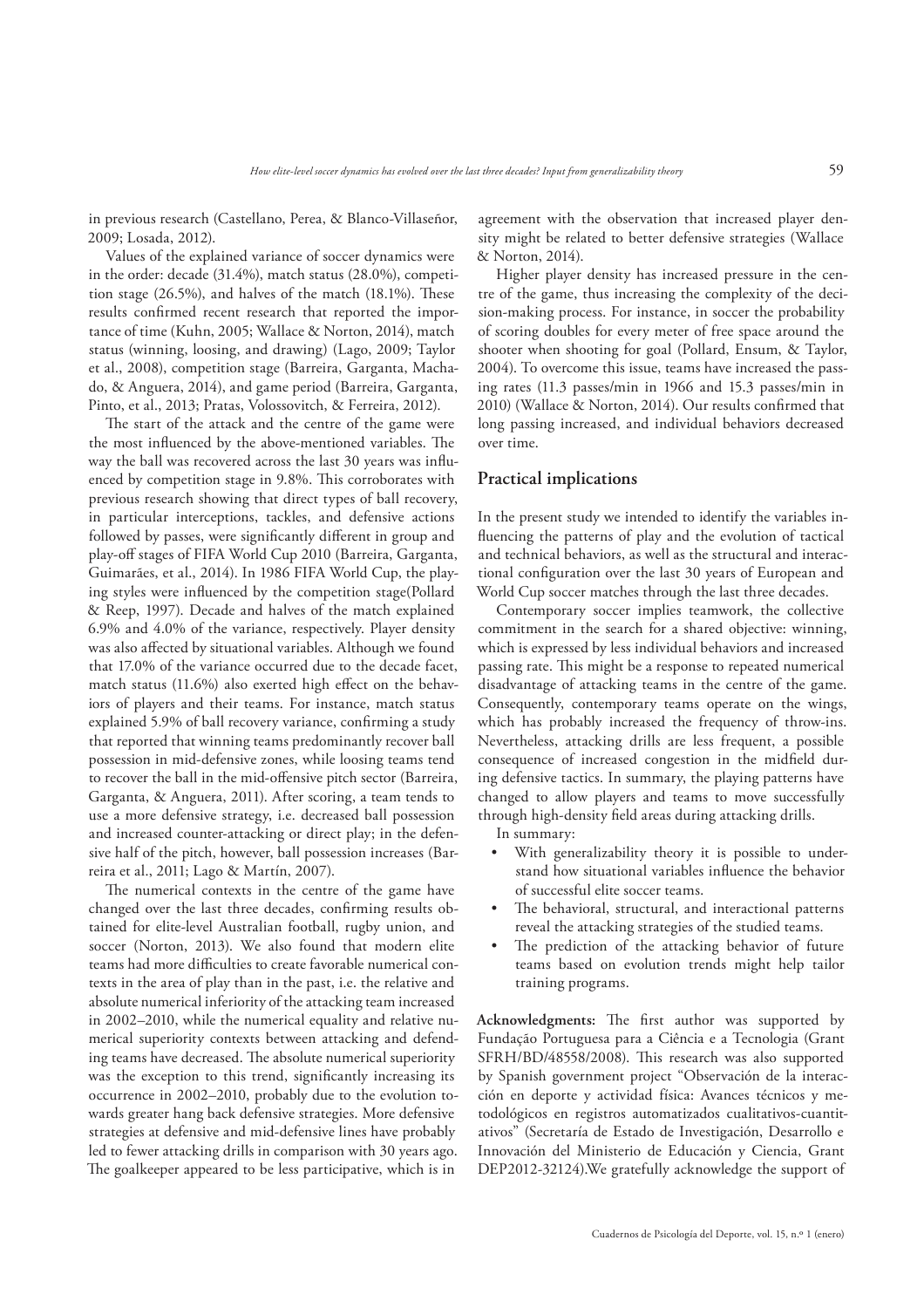in previous research (Castellano, Perea, & Blanco-Villaseñor, 2009; Losada, 2012).

Values of the explained variance of soccer dynamics were in the order: decade (31.4%), match status (28.0%), competition stage (26.5%), and halves of the match (18.1%). These results confirmed recent research that reported the importance of time (Kuhn, 2005; Wallace & Norton, 2014), match status (winning, loosing, and drawing) (Lago, 2009; Taylor et al., 2008), competition stage (Barreira, Garganta, Machado, & Anguera, 2014), and game period (Barreira, Garganta, Pinto, et al., 2013; Pratas, Volossovitch, & Ferreira, 2012).

The start of the attack and the centre of the game were the most influenced by the above-mentioned variables. The way the ball was recovered across the last 30 years was influenced by competition stage in 9.8%. This corroborates with previous research showing that direct types of ball recovery, in particular interceptions, tackles, and defensive actions followed by passes, were significantly different in group and play-off stages of FIFA World Cup 2010 (Barreira, Garganta, Guimarães, et al., 2014). In 1986 FIFA World Cup, the playing styles were influenced by the competition stage(Pollard & Reep, 1997). Decade and halves of the match explained 6.9% and 4.0% of the variance, respectively. Player density was also affected by situational variables. Although we found that 17.0% of the variance occurred due to the decade facet, match status (11.6%) also exerted high effect on the behaviors of players and their teams. For instance, match status explained 5.9% of ball recovery variance, confirming a study that reported that winning teams predominantly recover ball possession in mid-defensive zones, while loosing teams tend to recover the ball in the mid-offensive pitch sector (Barreira, Garganta, & Anguera, 2011). After scoring, a team tends to use a more defensive strategy, i.e. decreased ball possession and increased counter-attacking or direct play; in the defensive half of the pitch, however, ball possession increases (Barreira et al., 2011; Lago & Martín, 2007).

The numerical contexts in the centre of the game have changed over the last three decades, confirming results obtained for elite-level Australian football, rugby union, and soccer (Norton, 2013). We also found that modern elite teams had more difficulties to create favorable numerical contexts in the area of play than in the past, i.e. the relative and absolute numerical inferiority of the attacking team increased in 2002–2010, while the numerical equality and relative numerical superiority contexts between attacking and defending teams have decreased. The absolute numerical superiority was the exception to this trend, significantly increasing its occurrence in 2002–2010, probably due to the evolution towards greater hang back defensive strategies. More defensive strategies at defensive and mid-defensive lines have probably led to fewer attacking drills in comparison with 30 years ago. The goalkeeper appeared to be less participative, which is in agreement with the observation that increased player density might be related to better defensive strategies (Wallace & Norton, 2014).

Higher player density has increased pressure in the centre of the game, thus increasing the complexity of the decision-making process. For instance, in soccer the probability of scoring doubles for every meter of free space around the shooter when shooting for goal (Pollard, Ensum, & Taylor, 2004). To overcome this issue, teams have increased the passing rates (11.3 passes/min in 1966 and 15.3 passes/min in 2010) (Wallace & Norton, 2014). Our results confirmed that long passing increased, and individual behaviors decreased over time.

## Practical implications

In the present study we intended to identify the variables influencing the patterns of play and the evolution of tactical and technical behaviors, as well as the structural and interactional configuration over the last 30 years of European and World Cup soccer matches through the last three decades.

Contemporary soccer implies teamwork, the collective commitment in the search for a shared objective: winning, which is expressed by less individual behaviors and increased passing rate. This might be a response to repeated numerical disadvantage of attacking teams in the centre of the game. Consequently, contemporary teams operate on the wings, which has probably increased the frequency of throw-ins. Nevertheless, attacking drills are less frequent, a possible consequence of increased congestion in the midfield during defensive tactics. In summary, the playing patterns have changed to allow players and teams to move successfully through high-density field areas during attacking drills.

In summary:

- With generalizability theory it is possible to understand how situational variables influence the behavior of successful elite soccer teams.
- The behavioral, structural, and interactional patterns reveal the attacking strategies of the studied teams.
- The prediction of the attacking behavior of future teams based on evolution trends might help tailor training programs.

**Acknowledgments:** The first author was supported by Fundação Portuguesa para a Ciência e a Tecnologia (Grant SFRH/BD/48558/2008). This research was also supported by Spanish government project "Observación de la interacción en deporte y actividad física: Avances técnicos y metodológicos en registros automatizados cualitativos-cuantitativos" (Secretaría de Estado de Investigación, Desarrollo e Innovación del Ministerio de Educación y Ciencia, Grant DEP2012-32124).We gratefully acknowledge the support of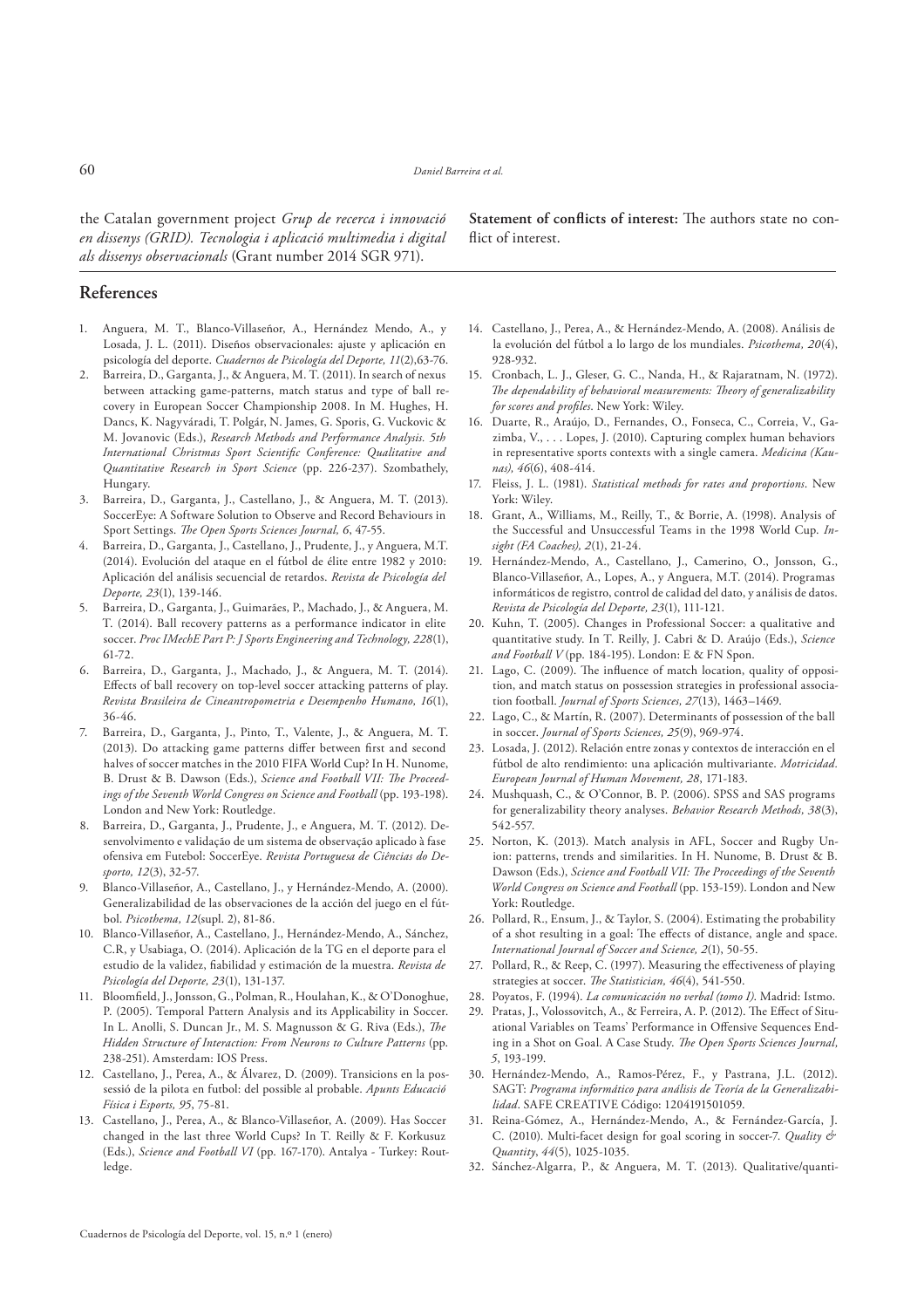the Catalan government project *Grup de recerca i innovació en dissenys (GRID). Tecnologia i aplicació multimedia i digital als dissenys observacionals* (Grant number 2014 SGR 971).

**Statement of conflicts of interest:** The authors state no conflict of interest.

## References

1. Anguera, M. T., Blanco-Villaseñor, A., Hernández Mendo, A., y Losada, J. L. (2011). Diseños observacionales: ajuste y aplicación en psicología del deporte. *Cuadernos de Psicología del Deporte, 11*(2),63-76.
2. Barreira, D., Garganta, J., & Anguera, M. T. (2011). In search of nexus between attacking game-patterns, match status and type of ball recovery in European Soccer Championship 2008. In M. Hughes, H. Dancs, K. Nagyváradi, T. Polgár, N. James, G. Sporis, G. Vuckovic & M. Jovanovic (Eds.), *Research Methods and Performance Analysis. 5th International Christmas Sport Scientific Conference: Qualitative and Quantitative Research in Sport Science* (pp. 226-237). Szombathely, Hungary.
3. Barreira, D., Garganta, J., Castellano, J., & Anguera, M. T. (2013). SoccerEye: A Software Solution to Observe and Record Behaviours in Sport Settings. *The Open Sports Sciences Journal, 6*, 47-55.
4. Barreira, D., Garganta, J., Castellano, J., Prudente, J., y Anguera, M.T. (2014). Evolución del ataque en el fútbol de élite entre 1982 y 2010: Aplicación del análisis secuencial de retardos. *Revista de Psicología del Deporte, 23*(1), 139-146.
5. Barreira, D., Garganta, J., Guimarães, P., Machado, J., & Anguera, M. T. (2014). Ball recovery patterns as a performance indicator in elite soccer. *Proc IMechE Part P: J Sports Engineering and Technology, 228*(1), 61-72.
6. Barreira, D., Garganta, J., Machado, J., & Anguera, M. T. (2014). Effects of ball recovery on top-level soccer attacking patterns of play. *Revista Brasileira de Cineantropometria e Desempenho Humano, 16*(1), 36-46.
7. Barreira, D., Garganta, J., Pinto, T., Valente, J., & Anguera, M. T. (2013). Do attacking game patterns differ between first and second halves of soccer matches in the 2010 FIFA World Cup? In H. Nunome, B. Drust & B. Dawson (Eds.), *Science and Football VII: The Proceedings of the Seventh World Congress on Science and Football* (pp. 193-198). London and New York: Routledge.
8. Barreira, D., Garganta, J., Prudente, J., e Anguera, M. T. (2012). Desenvolvimento e validação de um sistema de observação aplicado à fase ofensiva em Futebol: SoccerEye. *Revista Portuguesa de Ciências do Desporto, 12*(3), 32-57.
9. Blanco-Villaseñor, A., Castellano, J., y Hernández-Mendo, A. (2000). Generalizabilidad de las observaciones de la acción del juego en el fútbol. *Psicothema, 12*(supl. 2), 81-86.
10. Blanco-Villaseñor, A., Castellano, J., Hernández-Mendo, A., Sánchez, C.R, y Usabiaga, O. (2014). Aplicación de la TG en el deporte para el estudio de la validez, fiabilidad y estimación de la muestra. *Revista de Psicología del Deporte, 23*(1), 131-137.
11. Bloomfield, J., Jonsson, G., Polman, R., Houlahan, K., & O'Donoghue, P. (2005). Temporal Pattern Analysis and its Applicability in Soccer. In L. Anolli, S. Duncan Jr., M. S. Magnusson & G. Riva (Eds.), *The Hidden Structure of Interaction: From Neurons to Culture Patterns* (pp. 238-251). Amsterdam: IOS Press.
12. Castellano, J., Perea, A., & Álvarez, D. (2009). Transicions en la possessió de la pilota en futbol: del possible al probable. *Apunts Educació Física i Esports, 95*, 75-81.
13. Castellano, J., Perea, A., & Blanco-Villaseñor, A. (2009). Has Soccer changed in the last three World Cups? In T. Reilly & F. Korkusuz (Eds.), *Science and Football VI* (pp. 167-170). Antalya - Turkey: Routledge.
14. Castellano, J., Perea, A., & Hernández-Mendo, A. (2008). Análisis de la evolución del fútbol a lo largo de los mundiales. *Psicothema, 20*(4), 928-932.
15. Cronbach, L. J., Gleser, G. C., Nanda, H., & Rajaratnam, N. (1972). *The dependability of behavioral measurements: Theory of generalizability for scores and profiles*. New York: Wiley.
16. Duarte, R., Araújo, D., Fernandes, O., Fonseca, C., Correia, V., Gazimba, V., . . . Lopes, J. (2010). Capturing complex human behaviors in representative sports contexts with a single camera. *Medicina (Kaunas), 46*(6), 408-414.
17. Fleiss, J. L. (1981). *Statistical methods for rates and proportions*. New York: Wiley.
18. Grant, A., Williams, M., Reilly, T., & Borrie, A. (1998). Analysis of the Successful and Unsuccessful Teams in the 1998 World Cup. *Insight (FA Coaches), 2*(1), 21-24.
19. Hernández-Mendo, A., Castellano, J., Camerino, O., Jonsson, G., Blanco-Villaseñor, A., Lopes, A., y Anguera, M.T. (2014). Programas informáticos de registro, control de calidad del dato, y análisis de datos. *Revista de Psicología del Deporte, 23*(1), 111-121.
20. Kuhn, T. (2005). Changes in Professional Soccer: a qualitative and quantitative study. In T. Reilly, J. Cabri & D. Araújo (Eds.), *Science and Football V* (pp. 184-195). London: E & FN Spon.
21. Lago, C. (2009). The influence of match location, quality of opposition, and match status on possession strategies in professional association football. *Journal of Sports Sciences, 27*(13), 1463–1469.
22. Lago, C., & Martín, R. (2007). Determinants of possession of the ball in soccer. *Journal of Sports Sciences, 25*(9), 969-974.
23. Losada, J. (2012). Relación entre zonas y contextos de interacción en el fútbol de alto rendimiento: una aplicación multivariante. *Motricidad. European Journal of Human Movement, 28*, 171-183.
24. Mushquash, C., & O'Connor, B. P. (2006). SPSS and SAS programs for generalizability theory analyses. *Behavior Research Methods, 38*(3), 542-557.
25. Norton, K. (2013). Match analysis in AFL, Soccer and Rugby Union: patterns, trends and similarities. In H. Nunome, B. Drust & B. Dawson (Eds.), *Science and Football VII: The Proceedings of the Seventh World Congress on Science and Football* (pp. 153-159). London and New York: Routledge.
26. Pollard, R., Ensum, J., & Taylor, S. (2004). Estimating the probability of a shot resulting in a goal: The effects of distance, angle and space. *International Journal of Soccer and Science, 2*(1), 50-55.
27. Pollard, R., & Reep, C. (1997). Measuring the effectiveness of playing strategies at soccer. *The Statistician, 46*(4), 541-550.
28. Poyatos, F. (1994). *La comunicación no verbal (tomo I)*. Madrid: Istmo.
29. Pratas, J., Volossovitch, A., & Ferreira, A. P. (2012). The Effect of Situational Variables on Teams' Performance in Offensive Sequences Ending in a Shot on Goal. A Case Study. *The Open Sports Sciences Journal, 5*, 193-199.
30. Hernández-Mendo, A., Ramos-Pérez, F., y Pastrana, J.L. (2012). SAGT: *Programa informático para análisis de Teoría de la Generalizabilidad*. SAFE CREATIVE Código: 1204191501059.
31. Reina-Gómez, A., Hernández-Mendo, A., & Fernández-García, J. C. (2010). Multi-facet design for goal scoring in soccer-7. *Quality & Quantity, 44*(5), 1025-1035.
32. Sánchez-Algarra, P., & Anguera, M. T. (2013). Qualitative/quanti-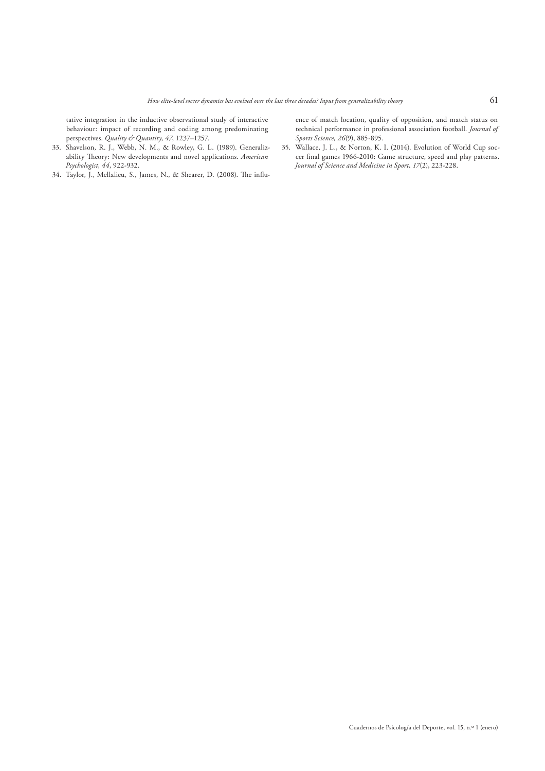tative integration in the inductive observational study of interactive behaviour: impact of recording and coding among predominating perspectives. *Quality & Quantity, 47*, 1237–1257.

33. Shavelson, R. J., Webb, N. M., & Rowley, G. L. (1989). Generalizability Theory: New developments and novel applications. *American Psychologist, 44*, 922-932.
34. Taylor, J., Mellalieu, S., James, N., & Shearer, D. (2008). The influence of match location, quality of opposition, and match status on technical performance in professional association football. *Journal of Sports Science, 26*(9), 885-895.
35. Wallace, J. L., & Norton, K. I. (2014). Evolution of World Cup soccer final games 1966-2010: Game structure, speed and play patterns. *Journal of Science and Medicine in Sport, 17*(2), 223-228.